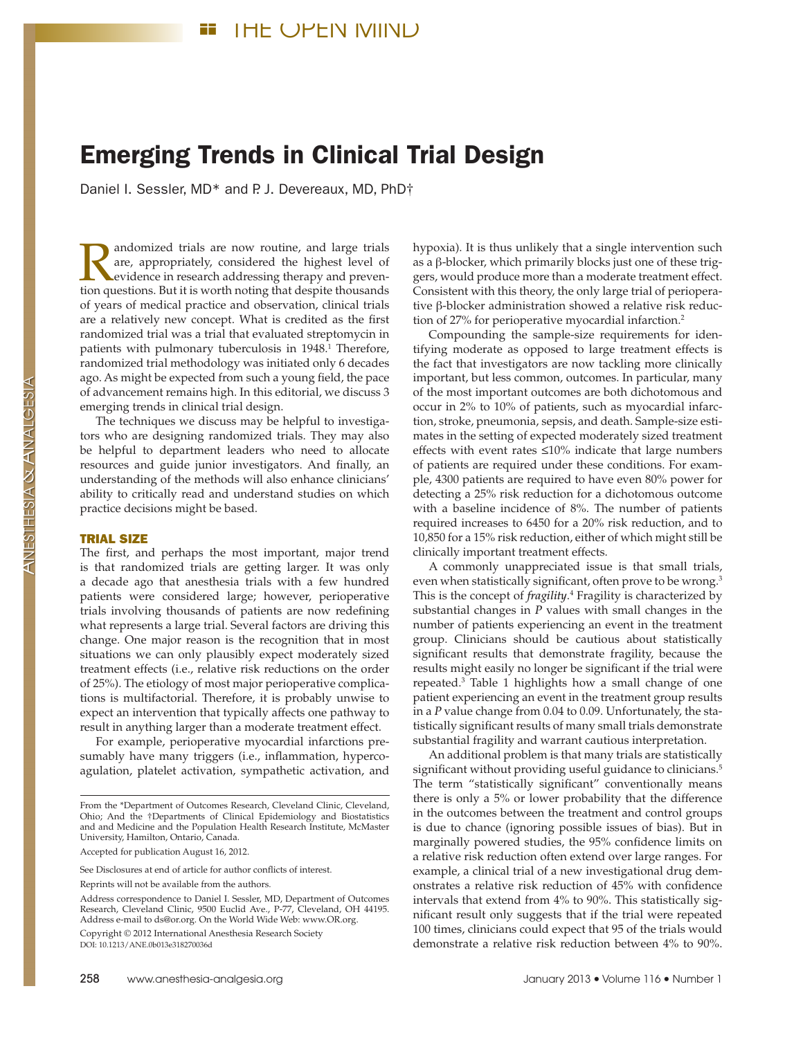# Emerging Trends in Clinical Trial Design

Daniel I. Sessler, MD* and P. J. Devereaux, MD, PhD†

Randomized trials are now routine, and large trials are, appropriately, considered the highest level of evidence in research addressing therapy and prevention questions. But it is worth noting that despite thousands of years of medical practice and observation, clinical trials are a relatively new concept. What is credited as the first randomized trial was a trial that evaluated streptomycin in patients with pulmonary tuberculosis in 1948.[1] Therefore, randomized trial methodology was initiated only 6 decades ago. As might be expected from such a young field, the pace of advancement remains high. In this editorial, we discuss 3 emerging trends in clinical trial design.

The techniques we discuss may be helpful to investigators who are designing randomized trials. They may also be helpful to department leaders who need to allocate resources and guide junior investigators. And finally, an understanding of the methods will also enhance clinicians' ability to critically read and understand studies on which practice decisions might be based.

## TRIAL SIZE

The first, and perhaps the most important, major trend is that randomized trials are getting larger. It was only a decade ago that anesthesia trials with a few hundred patients were considered large; however, perioperative trials involving thousands of patients are now redefining what represents a large trial. Several factors are driving this change. One major reason is the recognition that in most situations we can only plausibly expect moderately sized treatment effects (i.e., relative risk reductions on the order of 25%). The etiology of most major perioperative complications is multifactorial. Therefore, it is probably unwise to expect an intervention that typically affects one pathway to result in anything larger than a moderate treatment effect.

For example, perioperative myocardial infarctions presumably have many triggers (i.e., inflammation, hypercoagulation, platelet activation, sympathetic activation, and hypoxia). It is thus unlikely that a single intervention such as a β-blocker, which primarily blocks just one of these triggers, would produce more than a moderate treatment effect. Consistent with this theory, the only large trial of perioperative β-blocker administration showed a relative risk reduction of 27% for perioperative myocardial infarction.[2]

Compounding the sample-size requirements for identifying moderate as opposed to large treatment effects is the fact that investigators are now tackling more clinically important, but less common, outcomes. In particular, many of the most important outcomes are both dichotomous and occur in 2% to 10% of patients, such as myocardial infarction, stroke, pneumonia, sepsis, and death. Sample-size estimates in the setting of expected moderately sized treatment effects with event rates ≤10% indicate that large numbers of patients are required under these conditions. For example, 4300 patients are required to have even 80% power for detecting a 25% risk reduction for a dichotomous outcome with a baseline incidence of 8%. The number of patients required increases to 6450 for a 20% risk reduction, and to 10,850 for a 15% risk reduction, either of which might still be clinically important treatment effects.

A commonly unappreciated issue is that small trials, even when statistically significant, often prove to be wrong.[3] This is the concept of *fragility*.[4] Fragility is characterized by substantial changes in *P* values with small changes in the number of patients experiencing an event in the treatment group. Clinicians should be cautious about statistically significant results that demonstrate fragility, because the results might easily no longer be significant if the trial were repeated.[3] Table 1 highlights how a small change of one patient experiencing an event in the treatment group results in a *P* value change from 0.04 to 0.09. Unfortunately, the statistically significant results of many small trials demonstrate substantial fragility and warrant cautious interpretation.

An additional problem is that many trials are statistically significant without providing useful guidance to clinicians.[5] The term "statistically significant" conventionally means there is only a 5% or lower probability that the difference in the outcomes between the treatment and control groups is due to chance (ignoring possible issues of bias). But in marginally powered studies, the 95% confidence limits on a relative risk reduction often extend over large ranges. For example, a clinical trial of a new investigational drug demonstrates a relative risk reduction of 45% with confidence intervals that extend from 4% to 90%. This statistically significant result only suggests that if the trial were repeated 100 times, clinicians could expect that 95 of the trials would demonstrate a relative risk reduction between 4% to 90%.

From the *Department of Outcomes Research, Cleveland Clinic, Cleveland, Ohio; And the †Departments of Clinical Epidemiology and Biostatistics and and Medicine and the Population Health Research Institute, McMaster University, Hamilton, Ontario, Canada.

Accepted for publication August 16, 2012.

See Disclosures at end of article for author conflicts of interest.

Reprints will not be available from the authors.

Address correspondence to Daniel I. Sessler, MD, Department of Outcomes Research, Cleveland Clinic, 9500 Euclid Ave., P-77, Cleveland, OH 44195. Address e-mail to ds@or.org. On the World Wide Web: www.OR.org.

Copyright © 2012 International Anesthesia Research Society
DOI: 10.1213/ANE.0b013e318270036d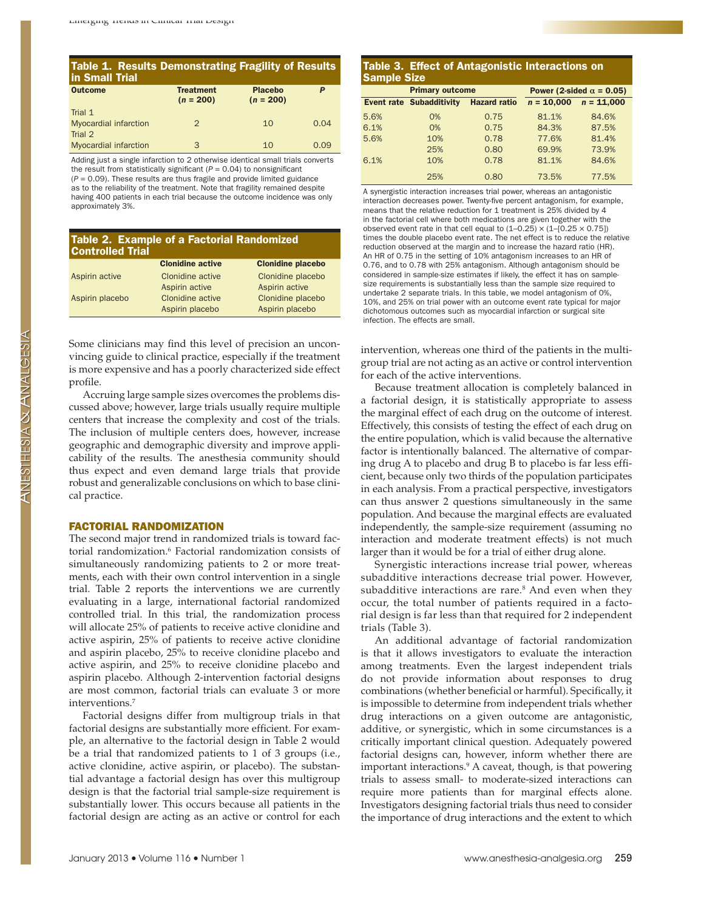**Table 1. Results Demonstrating Fragility of Results in Small Trial**

| Outcome | Treatment (*n* = 200) | Placebo (*n* = 200) | *P* |
|---|---|---|---|
| Trial 1 | | | |
| Myocardial infarction | 2 | 10 | 0.04 |
| Trial 2 | | | |
| Myocardial infarction | 3 | 10 | 0.09 |

Adding just a single infarction to 2 otherwise identical small trials converts the result from statistically significant ($P = 0.04$) to nonsignificant ($P = 0.09$). These results are thus fragile and provide limited guidance as to the reliability of the treatment. Note that fragility remained despite having 400 patients in each trial because the outcome incidence was only approximately 3%.

**Table 2. Example of a Factorial Randomized Controlled Trial**

| | Clonidine active | Clonidine placebo |
|---|---|---|
| Aspirin active | Clonidine active Aspirin active | Clonidine placebo Aspirin active |
| Aspirin placebo | Clonidine active Aspirin placebo | Clonidine placebo Aspirin placebo |

Some clinicians may find this level of precision an unconvincing guide to clinical practice, especially if the treatment is more expensive and has a poorly characterized side effect profile.

Accruing large sample sizes overcomes the problems discussed above; however, large trials usually require multiple centers that increase the complexity and cost of the trials. The inclusion of multiple centers does, however, increase geographic and demographic diversity and improve applicability of the results. The anesthesia community should thus expect and even demand large trials that provide robust and generalizable conclusions on which to base clinical practice.

## FACTORIAL RANDOMIZATION

The second major trend in randomized trials is toward factorial randomization.[6] Factorial randomization consists of simultaneously randomizing patients to 2 or more treatments, each with their own control intervention in a single trial. Table 2 reports the interventions we are currently evaluating in a large, international factorial randomized controlled trial. In this trial, the randomization process will allocate 25% of patients to receive active clonidine and active aspirin, 25% of patients to receive active clonidine and aspirin placebo, 25% to receive clonidine placebo and active aspirin, and 25% to receive clonidine placebo and aspirin placebo. Although 2-intervention factorial designs are most common, factorial trials can evaluate 3 or more interventions.[7]

Factorial designs differ from multigroup trials in that factorial designs are substantially more efficient. For example, an alternative to the factorial design in Table 2 would be a trial that randomized patients to 1 of 3 groups (i.e., active clonidine, active aspirin, or placebo). The substantial advantage a factorial design has over this multigroup design is that the factorial trial sample-size requirement is substantially lower. This occurs because all patients in the factorial design are acting as an active or control for each intervention, whereas one third of the patients in the multigroup trial are not acting as an active or control intervention for each of the active interventions.

**Table 3. Effect of Antagonistic Interactions on Sample Size**

| Primary outcome | | | Power (2-sided $\alpha = 0.05$) | |
|---|---|---|---|---|
| Event rate | Subadditivity | Hazard ratio | *n* = 10,000 | *n* = 11,000 |
| 5.6% | 0% | 0.75 | 81.1% | 84.6% |
| 6.1% | 0% | 0.75 | 84.3% | 87.5% |
| 5.6% | 10% | 0.78 | 77.6% | 81.4% |
| | 25% | 0.80 | 69.9% | 73.9% |
| 6.1% | 10% | 0.78 | 81.1% | 84.6% |
| | 25% | 0.80 | 73.5% | 77.5% |

A synergistic interaction increases trial power, whereas an antagonistic interaction decreases power. Twenty-five percent antagonism, for example, means that the relative reduction for 1 treatment is 25% divided by 4 in the factorial cell where both medications are given together with the observed event rate in that cell equal to $(1–0.25) \times (1–[0.25 \times 0.75])$ times the double placebo event rate. The net effect is to reduce the relative reduction observed at the margin and to increase the hazard ratio (HR). An HR of 0.75 in the setting of 10% antagonism increases to an HR of 0.76, and to 0.78 with 25% antagonism. Although antagonism should be considered in sample-size estimates if likely, the effect it has on sample-size requirements is substantially less than the sample size required to undertake 2 separate trials. In this table, we model antagonism of 0%, 10%, and 25% on trial power with an outcome event rate typical for major dichotomous outcomes such as myocardial infarction or surgical site infection. The effects are small.

Because treatment allocation is completely balanced in a factorial design, it is statistically appropriate to assess the marginal effect of each drug on the outcome of interest. Effectively, this consists of testing the effect of each drug on the entire population, which is valid because the alternative factor is intentionally balanced. The alternative of comparing drug A to placebo and drug B to placebo is far less efficient, because only two thirds of the population participates in each analysis. From a practical perspective, investigators can thus answer 2 questions simultaneously in the same population. And because the marginal effects are evaluated independently, the sample-size requirement (assuming no interaction and moderate treatment effects) is not much larger than it would be for a trial of either drug alone.

Synergistic interactions increase trial power, whereas subadditive interactions decrease trial power. However, subadditive interactions are rare.[8] And even when they occur, the total number of patients required in a factorial design is far less than that required for 2 independent trials (Table 3).

An additional advantage of factorial randomization is that it allows investigators to evaluate the interaction among treatments. Even the largest independent trials do not provide information about responses to drug combinations (whether beneficial or harmful). Specifically, it is impossible to determine from independent trials whether drug interactions on a given outcome are antagonistic, additive, or synergistic, which in some circumstances is a critically important clinical question. Adequately powered factorial designs can, however, inform whether there are important interactions.[9] A caveat, though, is that powering trials to assess small- to moderate-sized interactions can require more patients than for marginal effects alone. Investigators designing factorial trials thus need to consider the importance of drug interactions and the extent to which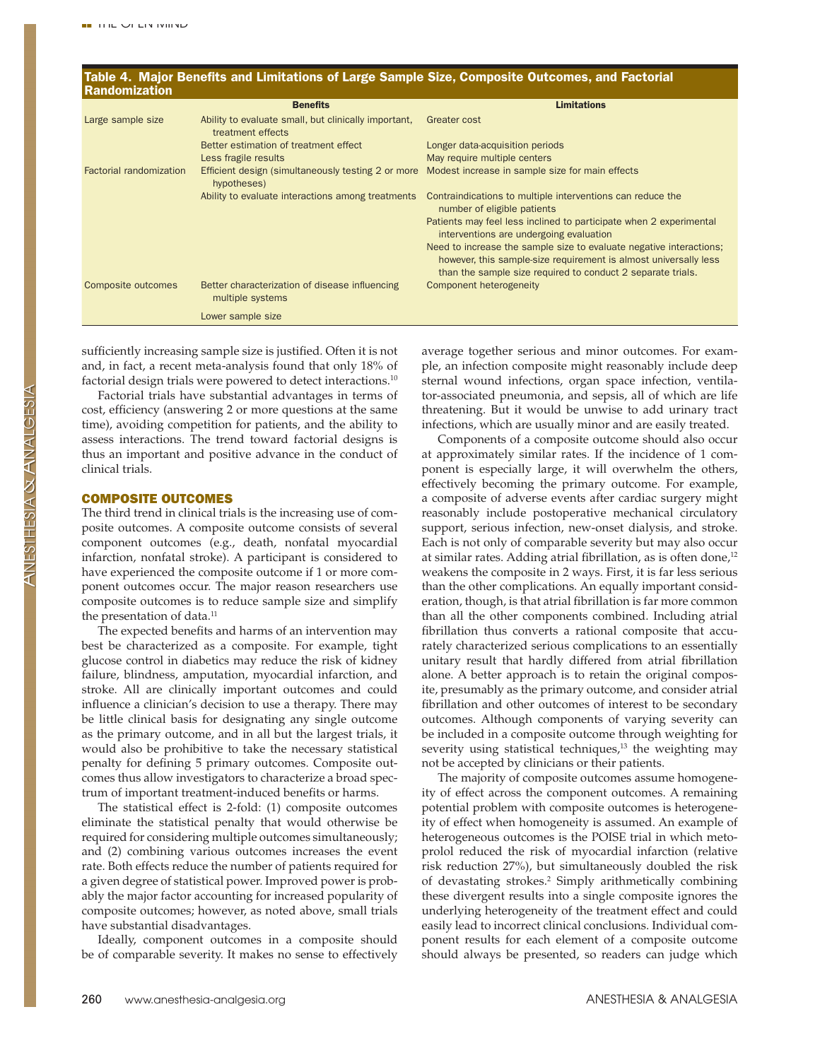**Table 4. Major Benefits and Limitations of Large Sample Size, Composite Outcomes, and Factorial Randomization**

| | Benefits | Limitations |
|---|---|---|
| Large sample size | Ability to evaluate small, but clinically important, treatment effects | Greater cost |
| | Better estimation of treatment effect | Longer data-acquisition periods |
| | Less fragile results | May require multiple centers |
| Factorial randomization | Efficient design (simultaneously testing 2 or more hypotheses) | Modest increase in sample size for main effects |
| | Ability to evaluate interactions among treatments | Contraindications to multiple interventions can reduce the number of eligible patients |
| | | Patients may feel less inclined to participate when 2 experimental interventions are undergoing evaluation |
| | | Need to increase the sample size to evaluate negative interactions; however, this sample-size requirement is almost universally less than the sample size required to conduct 2 separate trials. |
| Composite outcomes | Better characterization of disease influencing multiple systems | Component heterogeneity |
| | Lower sample size | |

sufficiently increasing sample size is justified. Often it is not and, in fact, a recent meta-analysis found that only 18% of factorial design trials were powered to detect interactions.[10]

Factorial trials have substantial advantages in terms of cost, efficiency (answering 2 or more questions at the same time), avoiding competition for patients, and the ability to assess interactions. The trend toward factorial designs is thus an important and positive advance in the conduct of clinical trials.

## COMPOSITE OUTCOMES

The third trend in clinical trials is the increasing use of composite outcomes. A composite outcome consists of several component outcomes (e.g., death, nonfatal myocardial infarction, nonfatal stroke). A participant is considered to have experienced the composite outcome if 1 or more component outcomes occur. The major reason researchers use composite outcomes is to reduce sample size and simplify the presentation of data.[11]

The expected benefits and harms of an intervention may best be characterized as a composite. For example, tight glucose control in diabetics may reduce the risk of kidney failure, blindness, amputation, myocardial infarction, and stroke. All are clinically important outcomes and could influence a clinician's decision to use a therapy. There may be little clinical basis for designating any single outcome as the primary outcome, and in all but the largest trials, it would also be prohibitive to take the necessary statistical penalty for defining 5 primary outcomes. Composite outcomes thus allow investigators to characterize a broad spectrum of important treatment-induced benefits or harms.

The statistical effect is 2-fold: (1) composite outcomes eliminate the statistical penalty that would otherwise be required for considering multiple outcomes simultaneously; and (2) combining various outcomes increases the event rate. Both effects reduce the number of patients required for a given degree of statistical power. Improved power is probably the major factor accounting for increased popularity of composite outcomes; however, as noted above, small trials have substantial disadvantages.

Ideally, component outcomes in a composite should be of comparable severity. It makes no sense to effectively average together serious and minor outcomes. For example, an infection composite might reasonably include deep sternal wound infections, organ space infection, ventilator-associated pneumonia, and sepsis, all of which are life threatening. But it would be unwise to add urinary tract infections, which are usually minor and are easily treated.

Components of a composite outcome should also occur at approximately similar rates. If the incidence of 1 component is especially large, it will overwhelm the others, effectively becoming the primary outcome. For example, a composite of adverse events after cardiac surgery might reasonably include postoperative mechanical circulatory support, serious infection, new-onset dialysis, and stroke. Each is not only of comparable severity but may also occur at similar rates. Adding atrial fibrillation, as is often done,[12] weakens the composite in 2 ways. First, it is far less serious than the other complications. An equally important consideration, though, is that atrial fibrillation is far more common than all the other components combined. Including atrial fibrillation thus converts a rational composite that accurately characterized serious complications to an essentially unitary result that hardly differed from atrial fibrillation alone. A better approach is to retain the original composite, presumably as the primary outcome, and consider atrial fibrillation and other outcomes of interest to be secondary outcomes. Although components of varying severity can be included in a composite outcome through weighting for severity using statistical techniques,[13] the weighting may not be accepted by clinicians or their patients.

The majority of composite outcomes assume homogeneity of effect across the component outcomes. A remaining potential problem with composite outcomes is heterogeneity of effect when homogeneity is assumed. An example of heterogeneous outcomes is the POISE trial in which metoprolol reduced the risk of myocardial infarction (relative risk reduction 27%), but simultaneously doubled the risk of devastating strokes.[2] Simply arithmetically combining these divergent results into a single composite ignores the underlying heterogeneity of the treatment effect and could easily lead to incorrect clinical conclusions. Individual component results for each element of a composite outcome should always be presented, so readers can judge which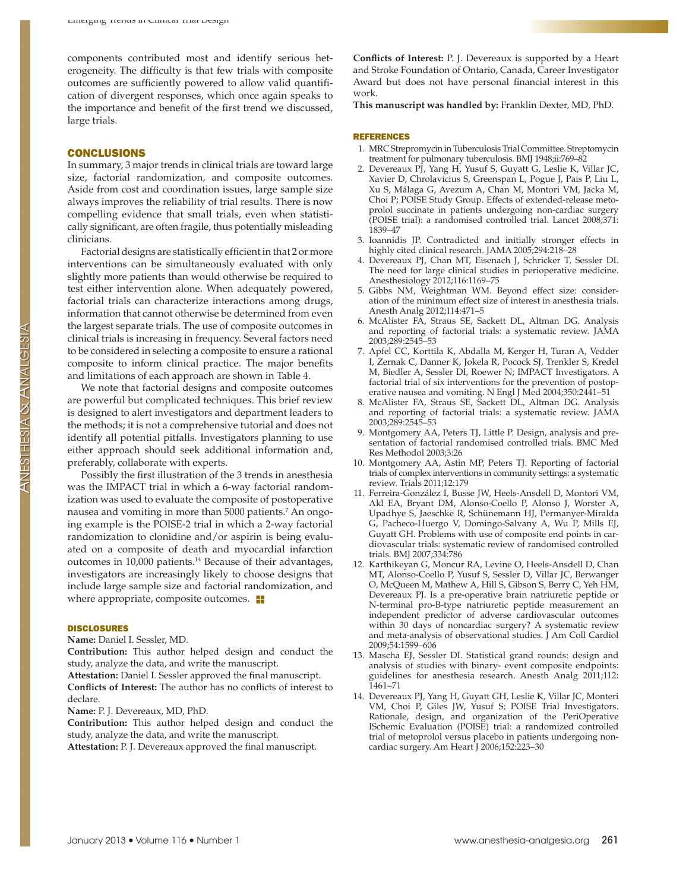components contributed most and identify serious heterogeneity. The difficulty is that few trials with composite outcomes are sufficiently powered to allow valid quantification of divergent responses, which once again speaks to the importance and benefit of the first trend we discussed, large trials.

## CONCLUSIONS

In summary, 3 major trends in clinical trials are toward large size, factorial randomization, and composite outcomes. Aside from cost and coordination issues, large sample size always improves the reliability of trial results. There is now compelling evidence that small trials, even when statistically significant, are often fragile, thus potentially misleading clinicians.

Factorial designs are statistically efficient in that 2 or more interventions can be simultaneously evaluated with only slightly more patients than would otherwise be required to test either intervention alone. When adequately powered, factorial trials can characterize interactions among drugs, information that cannot otherwise be determined from even the largest separate trials. The use of composite outcomes in clinical trials is increasing in frequency. Several factors need to be considered in selecting a composite to ensure a rational composite to inform clinical practice. The major benefits and limitations of each approach are shown in Table 4.

We note that factorial designs and composite outcomes are powerful but complicated techniques. This brief review is designed to alert investigators and department leaders to the methods; it is not a comprehensive tutorial and does not identify all potential pitfalls. Investigators planning to use either approach should seek additional information and, preferably, collaborate with experts.

Possibly the first illustration of the 3 trends in anesthesia was the IMPACT trial in which a 6-way factorial randomization was used to evaluate the composite of postoperative nausea and vomiting in more than 5000 patients.[7] An ongoing example is the POISE-2 trial in which a 2-way factorial randomization to clonidine and/or aspirin is being evaluated on a composite of death and myocardial infarction outcomes in 10,000 patients.[14] Because of their advantages, investigators are increasingly likely to choose designs that include large sample size and factorial randomization, and where appropriate, composite outcomes.

### DISCLOSURES

**Name:** Daniel I. Sessler, MD.

**Contribution:** This author helped design and conduct the study, analyze the data, and write the manuscript.

**Attestation:** Daniel I. Sessler approved the final manuscript.

**Conflicts of Interest:** The author has no conflicts of interest to declare.

**Name:** P. J. Devereaux, MD, PhD.

**Contribution:** This author helped design and conduct the study, analyze the data, and write the manuscript.

**Attestation:** P. J. Devereaux approved the final manuscript.

**Conflicts of Interest:** P. J. Devereaux is supported by a Heart and Stroke Foundation of Ontario, Canada, Career Investigator Award but does not have personal financial interest in this work.

**This manuscript was handled by:** Franklin Dexter, MD, PhD.

### REFERENCES

1. MRC Strepromycin in Tuberculosis Trial Committee. Streptomycin treatment for pulmonary tuberculosis. BMJ 1948;ii:769–82
2. Devereaux PJ, Yang H, Yusuf S, Guyatt G, Leslie K, Villar JC, Xavier D, Chrolavicius S, Greenspan L, Pogue J, Pais P, Liu L, Xu S, Málaga G, Avezum A, Chan M, Montori VM, Jacka M, Choi P; POISE Study Group. Effects of extended-release metoprolol succinate in patients undergoing non-cardiac surgery (POISE trial): a randomised controlled trial. Lancet 2008;371:1839–47
3. Ioannidis JP. Contradicted and initially stronger effects in highly cited clinical research. JAMA 2005;294:218–28
4. Devereaux PJ, Chan MT, Eisenach J, Schricker T, Sessler DI. The need for large clinical studies in perioperative medicine. Anesthesiology 2012;116:1169–75
5. Gibbs NM, Weightman WM. Beyond effect size: consideration of the minimum effect size of interest in anesthesia trials. Anesth Analg 2012;114:471–5
6. McAlister FA, Straus SE, Sackett DL, Altman DG. Analysis and reporting of factorial trials: a systematic review. JAMA 2003;289:2545–53
7. Apfel CC, Korttila K, Abdalla M, Kerger H, Turan A, Vedder I, Zernak C, Danner K, Jokela R, Pocock SJ, Trenkler S, Kredel M, Biedler A, Sessler DI, Roewer N; IMPACT Investigators. A factorial trial of six interventions for the prevention of postoperative nausea and vomiting. N Engl J Med 2004;350:2441–51
8. McAlister FA, Straus SE, Sackett DL, Altman DG. Analysis and reporting of factorial trials: a systematic review. JAMA 2003;289:2545–53
9. Montgomery AA, Peters TJ, Little P. Design, analysis and presentation of factorial randomised controlled trials. BMC Med Res Methodol 2003;3:26
10. Montgomery AA, Astin MP, Peters TJ. Reporting of factorial trials of complex interventions in community settings: a systematic review. Trials 2011;12:179
11. Ferreira-González I, Busse JW, Heels-Ansdell D, Montori VM, Akl EA, Bryant DM, Alonso-Coello P, Alonso J, Worster A, Upadhye S, Jaeschke R, Schünemann HJ, Permanyer-Miralda G, Pacheco-Huergo V, Domingo-Salvany A, Wu P, Mills EJ, Guyatt GH. Problems with use of composite end points in cardiovascular trials: systematic review of randomised controlled trials. BMJ 2007;334:786
12. Karthikeyan G, Moncur RA, Levine O, Heels-Ansdell D, Chan MT, Alonso-Coello P, Yusuf S, Sessler D, Villar JC, Berwanger O, McQueen M, Mathew A, Hill S, Gibson S, Berry C, Yeh HM, Devereaux PJ. Is a pre-operative brain natriuretic peptide or N-terminal pro-B-type natriuretic peptide measurement an independent predictor of adverse cardiovascular outcomes within 30 days of noncardiac surgery? A systematic review and meta-analysis of observational studies. J Am Coll Cardiol 2009;54:1599–606
13. Mascha EJ, Sessler DI. Statistical grand rounds: design and analysis of studies with binary- event composite endpoints: guidelines for anesthesia research. Anesth Analg 2011;112:1461–71
14. Devereaux PJ, Yang H, Guyatt GH, Leslie K, Villar JC, Monteri VM, Choi P, Giles JW, Yusuf S; POISE Trial Investigators. Rationale, design, and organization of the PeriOperative ISchemic Evaluation (POISE) trial: a randomized controlled trial of metoprolol versus placebo in patients undergoing noncardiac surgery. Am Heart J 2006;152:223–30